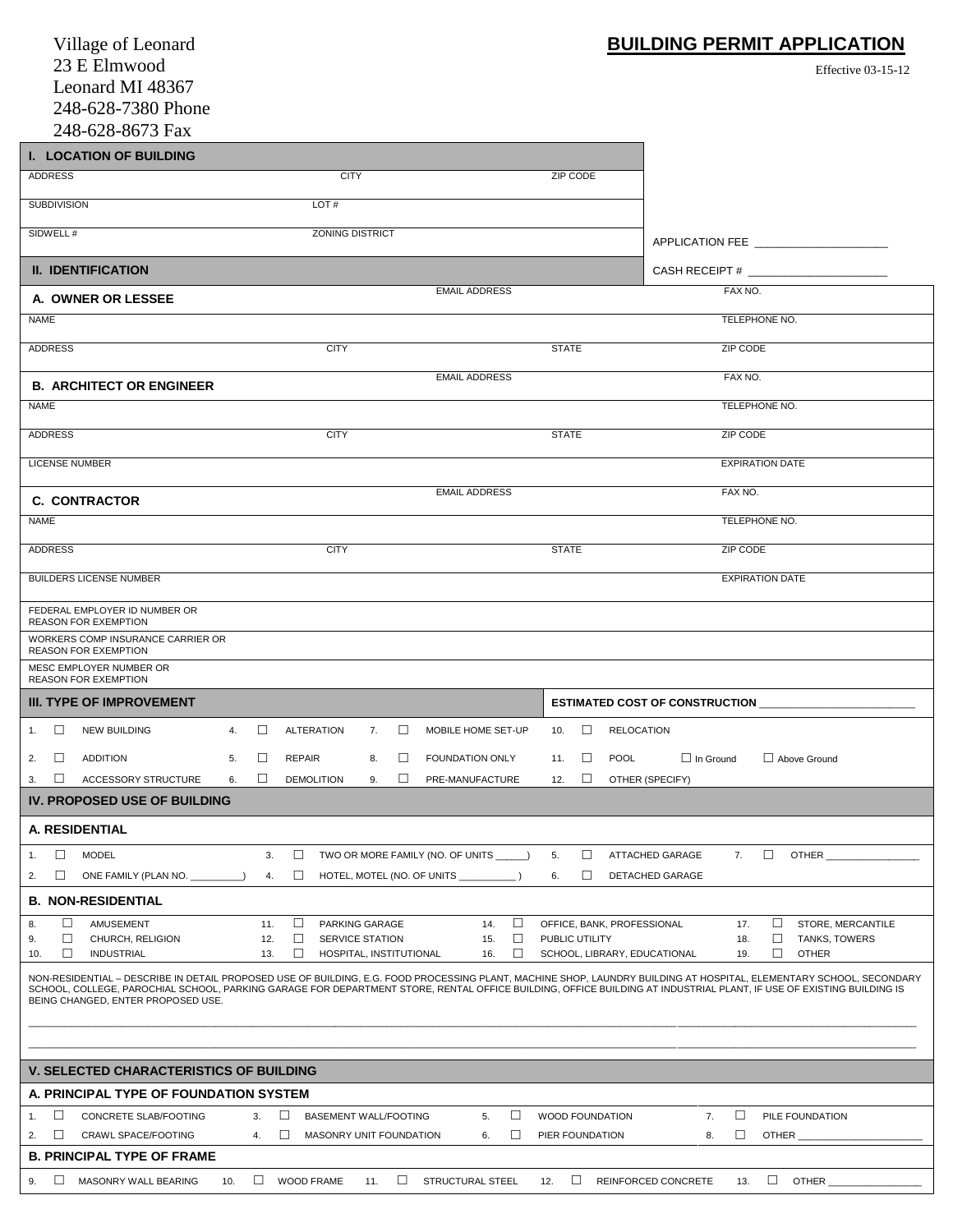Village of Leonard
23 E Elmwood
Leonard MI 48367
248-628-7380 Phone
248-628-8673 Fax

# BUILDING PERMIT APPLICATION

Effective 03-15-12

## I. LOCATION OF BUILDING

| ADDRESS | CITY | ZIP CODE |
|---|---|---|
| SUBDIVISION | LOT # | |
| SIDWELL # | ZONING DISTRICT | |

APPLICATION FEE ____________________

CASH RECEIPT # ____________________

## II. IDENTIFICATION

### A. OWNER OR LESSEE

| | EMAIL ADDRESS | | FAX NO. |
|---|---|---|---|
| NAME | | | TELEPHONE NO. |
| ADDRESS | CITY | STATE | ZIP CODE |

### B. ARCHITECT OR ENGINEER

| | EMAIL ADDRESS | | FAX NO. |
|---|---|---|---|
| NAME | | | TELEPHONE NO. |
| ADDRESS | CITY | STATE | ZIP CODE |
| LICENSE NUMBER | | | EXPIRATION DATE |

### C. CONTRACTOR

| | EMAIL ADDRESS | | FAX NO. |
|---|---|---|---|
| NAME | | | TELEPHONE NO. |
| ADDRESS | CITY | STATE | ZIP CODE |
| BUILDERS LICENSE NUMBER | | | EXPIRATION DATE |

FEDERAL EMPLOYER ID NUMBER OR REASON FOR EXEMPTION

WORKERS COMP INSURANCE CARRIER OR REASON FOR EXEMPTION

MESC EMPLOYER NUMBER OR REASON FOR EXEMPTION

## III. TYPE OF IMPROVEMENT

ESTIMATED COST OF CONSTRUCTION ____________________

| | | | |
|---|---|---|---|
| 1. ☐ NEW BUILDING | 4. ☐ ALTERATION | 7. ☐ MOBILE HOME SET-UP | 10. ☐ RELOCATION |
| 2. ☐ ADDITION | 5. ☐ REPAIR | 8. ☐ FOUNDATION ONLY | 11. ☐ POOL ☐ In Ground ☐ Above Ground |
| 3. ☐ ACCESSORY STRUCTURE | 6. ☐ DEMOLITION | 9. ☐ PRE-MANUFACTURE | 12. ☐ OTHER (SPECIFY) |

## IV. PROPOSED USE OF BUILDING

### A. RESIDENTIAL

| | | | |
|---|---|---|---|
| 1. ☐ MODEL | 3. ☐ TWO OR MORE FAMILY (NO. OF UNITS ______) | 5. ☐ ATTACHED GARAGE | 7. ☐ OTHER ______________ |
| 2. ☐ ONE FAMILY (PLAN NO. __________) | 4. ☐ HOTEL, MOTEL (NO. OF UNITS __________ ) | 6. ☐ DETACHED GARAGE | |

### B. NON-RESIDENTIAL

| | | | |
|---|---|---|---|
| 8. ☐ AMUSEMENT | 11. ☐ PARKING GARAGE | 14. ☐ OFFICE, BANK, PROFESSIONAL | 17. ☐ STORE, MERCANTILE |
| 9. ☐ CHURCH, RELIGION | 12. ☐ SERVICE STATION | 15. ☐ PUBLIC UTILITY | 18. ☐ TANKS, TOWERS |
| 10. ☐ INDUSTRIAL | 13. ☐ HOSPITAL, INSTITUTIONAL | 16. ☐ SCHOOL, LIBRARY, EDUCATIONAL | 19. ☐ OTHER |

NON-RESIDENTIAL – DESCRIBE IN DETAIL PROPOSED USE OF BUILDING, E.G. FOOD PROCESSING PLANT, MACHINE SHOP, LAUNDRY BUILDING AT HOSPITAL, ELEMENTARY SCHOOL, SECONDARY SCHOOL, COLLEGE, PAROCHIAL SCHOOL, PARKING GARAGE FOR DEPARTMENT STORE, RENTAL OFFICE BUILDING, OFFICE BUILDING AT INDUSTRIAL PLANT, IF USE OF EXISTING BUILDING IS BEING CHANGED, ENTER PROPOSED USE.

______________________________________________________________________________________________

______________________________________________________________________________________________

## V. SELECTED CHARACTERISTICS OF BUILDING

### A. PRINCIPAL TYPE OF FOUNDATION SYSTEM

| | | | |
|---|---|---|---|
| 1. ☐ CONCRETE SLAB/FOOTING | 3. ☐ BASEMENT WALL/FOOTING | 5. ☐ WOOD FOUNDATION | 7. ☐ PILE FOUNDATION |
| 2. ☐ CRAWL SPACE/FOOTING | 4. ☐ MASONRY UNIT FOUNDATION | 6. ☐ PIER FOUNDATION | 8. ☐ OTHER ______________ |

### B. PRINCIPAL TYPE OF FRAME

9. ☐ MASONRY WALL BEARING 10. ☐ WOOD FRAME 11. ☐ STRUCTURAL STEEL 12. ☐ REINFORCED CONCRETE 13. ☐ OTHER ______________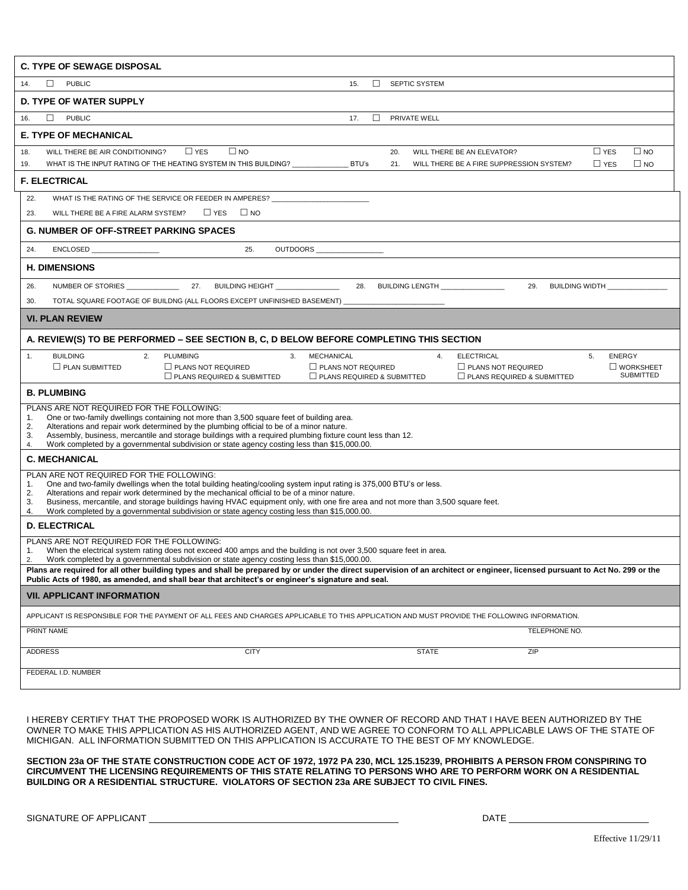### C. TYPE OF SEWAGE DISPOSAL

14. ☐ PUBLIC　　　15. ☐ SEPTIC SYSTEM

### D. TYPE OF WATER SUPPLY

16. ☐ PUBLIC　　　17. ☐ PRIVATE WELL

### E. TYPE OF MECHANICAL

18. WILL THERE BE AIR CONDITIONING? ☐ YES ☐ NO
19. WHAT IS THE INPUT RATING OF THE HEATING SYSTEM IN THIS BUILDING? _____________ BTU's
20. WILL THERE BE AN ELEVATOR? ☐ YES ☐ NO
21. WILL THERE BE A FIRE SUPPRESSION SYSTEM? ☐ YES ☐ NO

### F. ELECTRICAL

22. WHAT IS THE RATING OF THE SERVICE OR FEEDER IN AMPERES? ______________________
23. WILL THERE BE A FIRE ALARM SYSTEM? ☐ YES ☐ NO

### G. NUMBER OF OFF-STREET PARKING SPACES

24. ENCLOSED ________________　　　25. OUTDOORS ________________

### H. DIMENSIONS

26. NUMBER OF STORIES ____________　27. BUILDING HEIGHT ______________　28. BUILDING LENGTH ______________　29. BUILDING WIDTH ______________

30. TOTAL SQUARE FOOTAGE OF BUILDNG (ALL FLOORS EXCEPT UNFINISHED BASEMENT) ________________________

## VI. PLAN REVIEW

### A. REVIEW(S) TO BE PERFORMED – SEE SECTION B, C, D BELOW BEFORE COMPLETING THIS SECTION

| 1. BUILDING | 2. PLUMBING | 3. MECHANICAL | 4. ELECTRICAL | 5. ENERGY |
|---|---|---|---|---|
| ☐ PLAN SUBMITTED | ☐ PLANS NOT REQUIRED<br>☐ PLANS REQUIRED & SUBMITTED | ☐ PLANS NOT REQUIRED<br>☐ PLANS REQUIRED & SUBMITTED | ☐ PLANS NOT REQUIRED<br>☐ PLANS REQUIRED & SUBMITTED | ☐ WORKSHEET SUBMITTED |

### B. PLUMBING

PLANS ARE NOT REQUIRED FOR THE FOLLOWING:

1. One or two-family dwellings containing not more than 3,500 square feet of building area.
2. Alterations and repair work determined by the plumbing official to be of a minor nature.
3. Assembly, business, mercantile and storage buildings with a required plumbing fixture count less than 12.
4. Work completed by a governmental subdivision or state agency costing less than $15,000.00.

### C. MECHANICAL

PLAN ARE NOT REQUIRED FOR THE FOLLOWING:

1. One and two-family dwellings when the total building heating/cooling system input rating is 375,000 BTU's or less.
2. Alterations and repair work determined by the mechanical official to be of a minor nature.
3. Business, mercantile, and storage buildings having HVAC equipment only, with one fire area and not more than 3,500 square feet.
4. Work completed by a governmental subdivision or state agency costing less than $15,000.00.

### D. ELECTRICAL

PLANS ARE NOT REQUIRED FOR THE FOLLOWING:

1. When the electrical system rating does not exceed 400 amps and the building is not over 3,500 square feet in area.
2. Work completed by a governmental subdivision or state agency costing less than $15,000.00.

**Plans are required for all other building types and shall be prepared by or under the direct supervision of an architect or engineer, licensed pursuant to Act No. 299 or the Public Acts of 1980, as amended, and shall bear that architect's or engineer's signature and seal.**

## VII. APPLICANT INFORMATION

APPLICANT IS RESPONSIBLE FOR THE PAYMENT OF ALL FEES AND CHARGES APPLICABLE TO THIS APPLICATION AND MUST PROVIDE THE FOLLOWING INFORMATION.

| PRINT NAME | | | TELEPHONE NO. |
|---|---|---|---|
| ADDRESS | CITY | STATE | ZIP |
| FEDERAL I.D. NUMBER | | | |

I HEREBY CERTIFY THAT THE PROPOSED WORK IS AUTHORIZED BY THE OWNER OF RECORD AND THAT I HAVE BEEN AUTHORIZED BY THE OWNER TO MAKE THIS APPLICATION AS HIS AUTHORIZED AGENT, AND WE AGREE TO CONFORM TO ALL APPLICABLE LAWS OF THE STATE OF MICHIGAN. ALL INFORMATION SUBMITTED ON THIS APPLICATION IS ACCURATE TO THE BEST OF MY KNOWLEDGE.

**SECTION 23a OF THE STATE CONSTRUCTION CODE ACT OF 1972, 1972 PA 230, MCL 125.15239, PROHIBITS A PERSON FROM CONSPIRING TO CIRCUMVENT THE LICENSING REQUIREMENTS OF THIS STATE RELATING TO PERSONS WHO ARE TO PERFORM WORK ON A RESIDENTIAL BUILDING OR A RESIDENTIAL STRUCTURE. VIOLATORS OF SECTION 23a ARE SUBJECT TO CIVIL FINES.**

SIGNATURE OF APPLICANT ________________________________________　　DATE ________________________

Effective 11/29/11